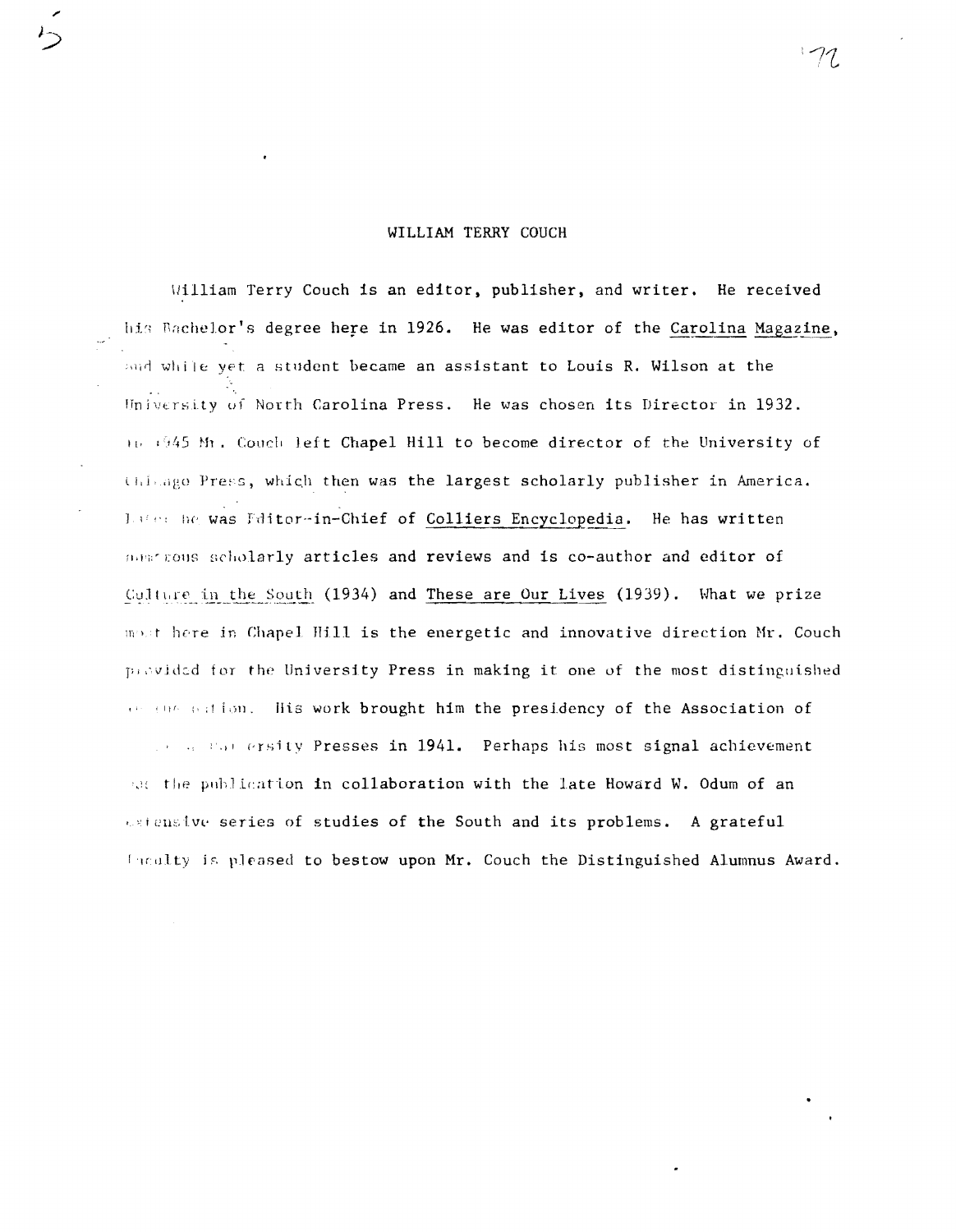# WILLIAM TERRY COUCH

William Terry Couch is an editor, publisher, and writer. He received his Bachelor's degree here in 1926. He was editor of the Carolina Magazine, and while yet a student became an assistant to Louis R. Wilson at the University of North Carolina Press. He was chosen its Director in 1932. In 1945 Mr. Couch left Chapel Hill to become director of the University of Chicago Press, which then was the largest scholarly publisher in America. Later he was Editor-in-Chief of Colliers Encyclopedia. He has written numerous scholarly articles and reviews and is co-author and editor of Culture in the South (1934) and These are Our Lives (1939). What we prize most here in Chapel Hill is the energetic and innovative direction Mr. Couch provided for the University Press in making it one of the most distinguished in the nation. His work brought him the presidency of the Association of American University Presses in 1941. Perhaps his most signal achievement was the publication in collaboration with the late Howard W. Odum of an extensive series of studies of the South and its problems. A grateful faculty is pleased to bestow upon Mr. Couch the Distinguished Alumnus Award.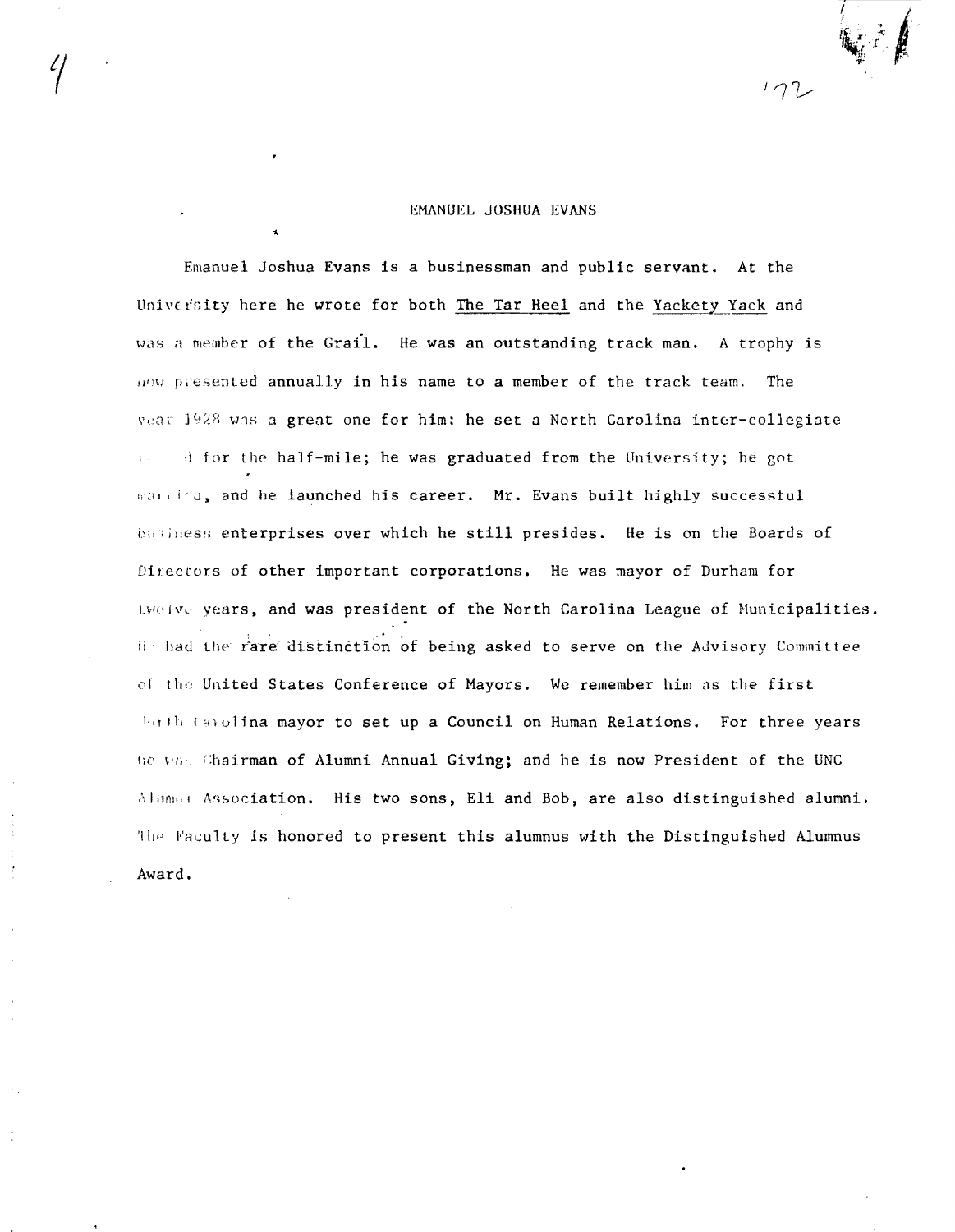## EMANUEL JOSHUA EVANS

Emanuel Joshua Evans is a businessman and public servant. At the University here he wrote for both The Tar Heel and the Yackety Yack and was a member of the Grail. He was an outstanding track man. A trophy is now presented annually in his name to a member of the track team. The year 1928 was a great one for him: he set a North Carolina inter-collegiate record for the half-mile; he was graduated from the University; he got married, and he launched his career. Mr. Evans built highly successful business enterprises over which he still presides. He is on the Boards of Directors of other important corporations. He was mayor of Durham for twelve years, and was president of the North Carolina League of Municipalities. He had the rare distinction of being asked to serve on the Advisory Committee of the United States Conference of Mayors. We remember him as the first North Carolina mayor to set up a Council on Human Relations. For three years he was Chairman of Alumni Annual Giving; and he is now President of the UNC Alumni Association. His two sons, Eli and Bob, are also distinguished alumni. The Faculty is honored to present this alumnus with the Distinguished Alumnus Award.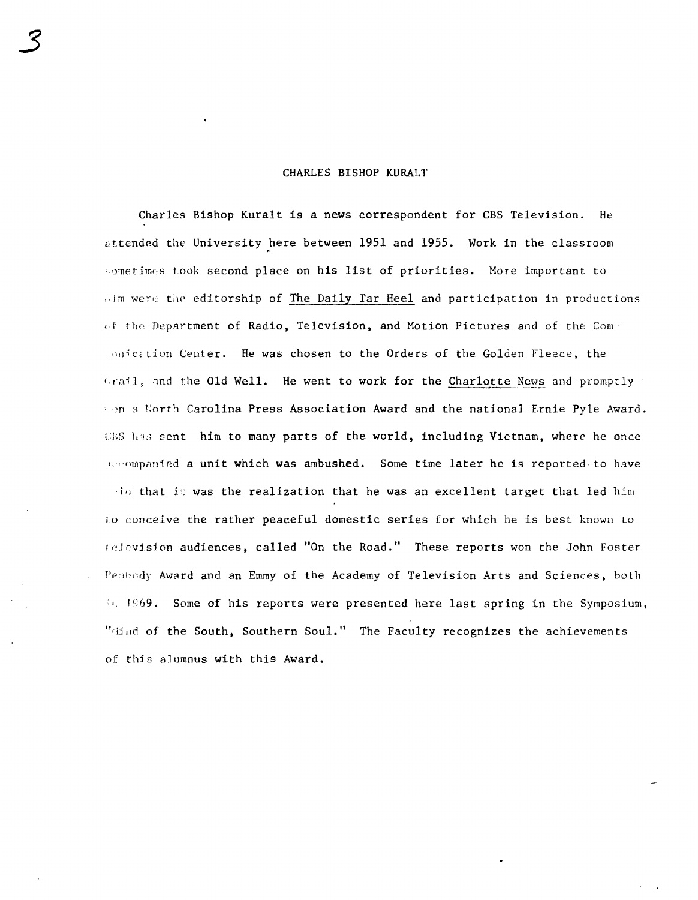# CHARLES BISHOP KURALT

Charles Bishop Kuralt is a news correspondent for CBS Television. He attended the University here between 1951 and 1955. Work in the classroom sometimes took second place on his list of priorities. More important to him were the editorship of The Daily Tar Heel and participation in productions of the Department of Radio, Television, and Motion Pictures and of the Communication Center. He was chosen to the Orders of the Golden Fleece, the Grail, and the Old Well. He went to work for the Charlotte News and promptly won a North Carolina Press Association Award and the national Ernie Pyle Award. CBS has sent him to many parts of the world, including Vietnam, where he once accompanied a unit which was ambushed. Some time later he is reported to have said that it was the realization that he was an excellent target that led him to conceive the rather peaceful domestic series for which he is best known to television audiences, called "On the Road." These reports won the John Foster Peabody Award and an Emmy of the Academy of Television Arts and Sciences, both in 1969. Some of his reports were presented here last spring in the Symposium, "Mind of the South, Southern Soul." The Faculty recognizes the achievements of this alumnus with this Award.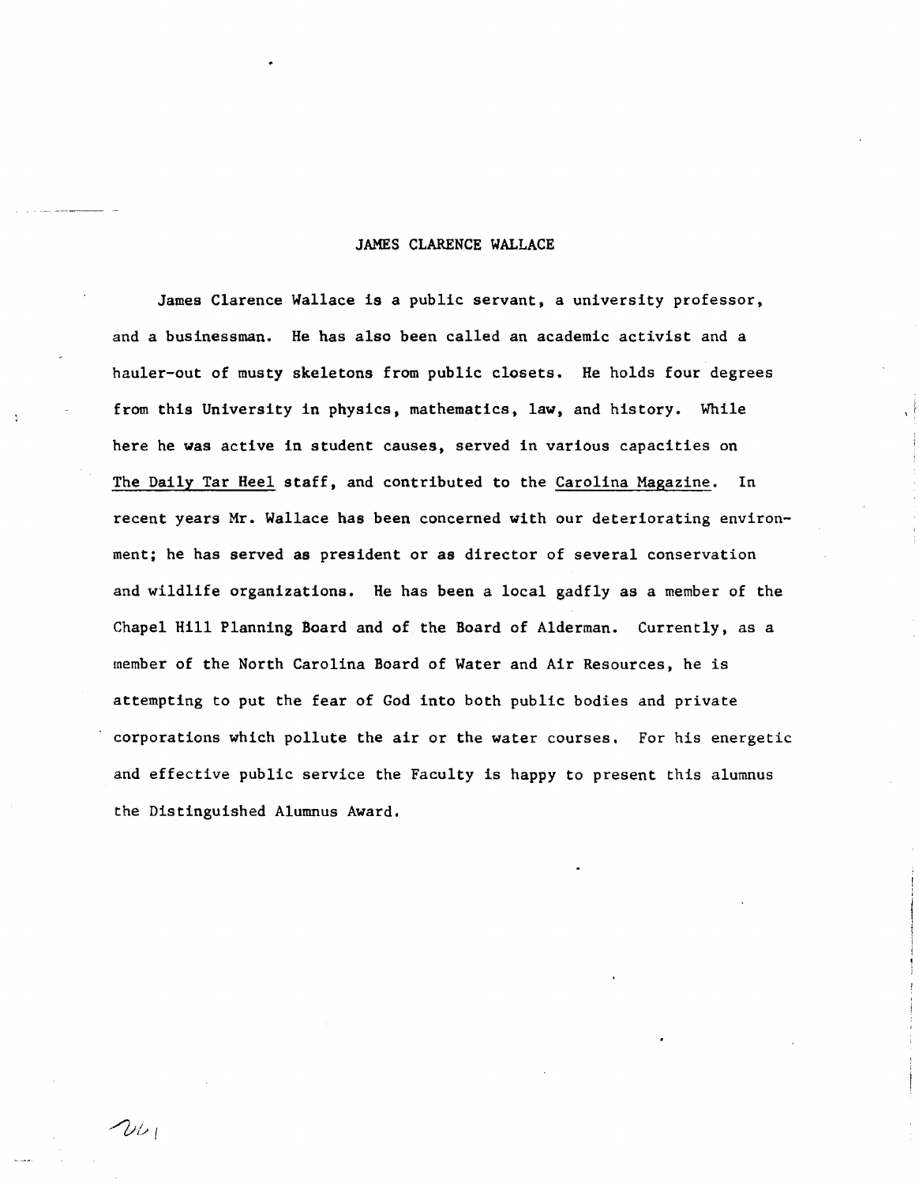# JAMES CLARENCE WALLACE

James Clarence Wallace is a public servant, a university professor, and a businessman. He has also been called an academic activist and a hauler-out of musty skeletons from public closets. He holds four degrees from this University in physics, mathematics, law, and history. While here he was active in student causes, served in various capacities on The Daily Tar Heel staff, and contributed to the Carolina Magazine. In recent years Mr. Wallace has been concerned with our deteriorating environment; he has served as president or as director of several conservation and wildlife organizations. He has been a local gadfly as a member of the Chapel Hill Planning Board and of the Board of Alderman. Currently, as a member of the North Carolina Board of Water and Air Resources, he is attempting to put the fear of God into both public bodies and private corporations which pollute the air or the water courses. For his energetic and effective public service the Faculty is happy to present this alumnus the Distinguished Alumnus Award.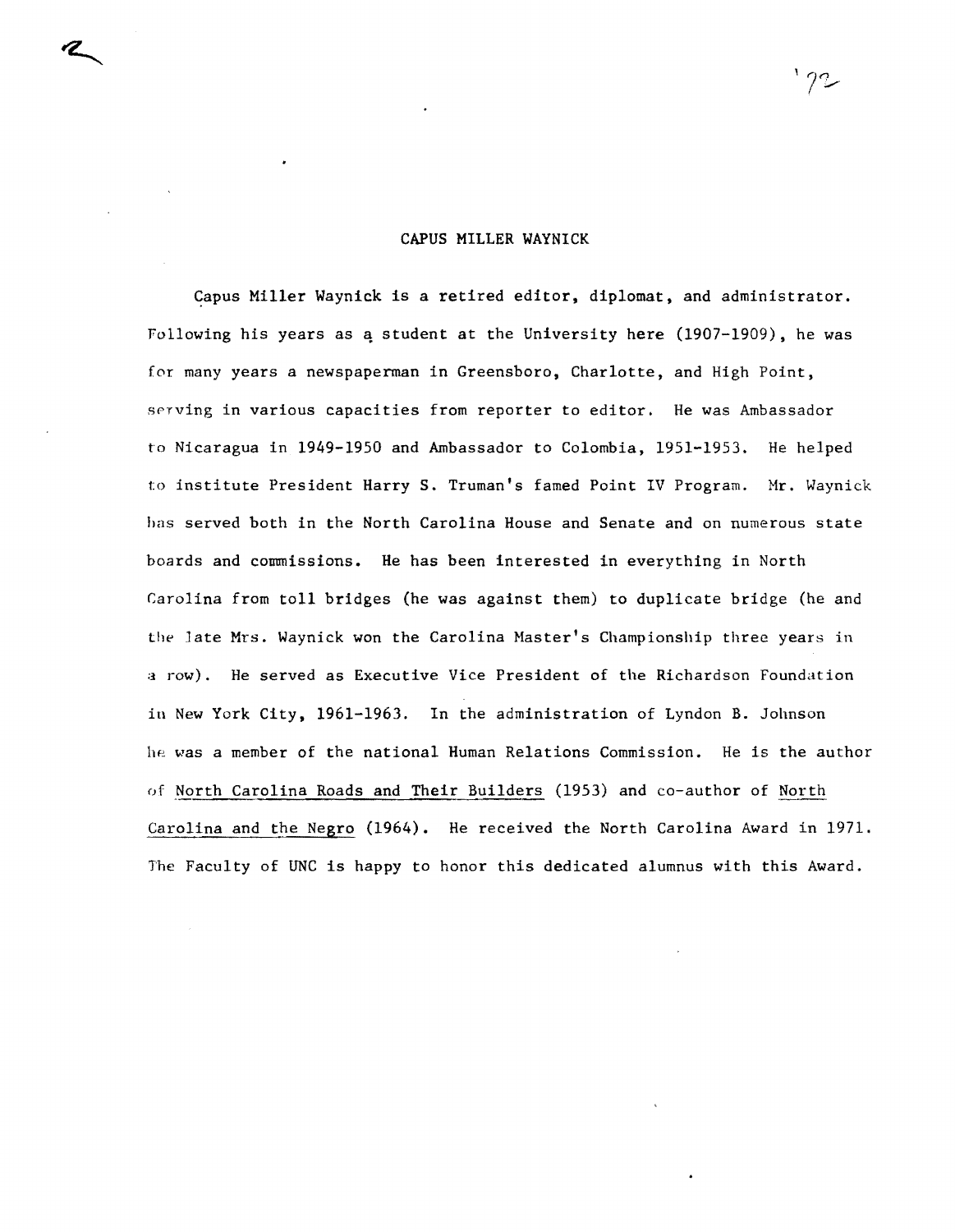## CAPUS MILLER WAYNICK

Capus Miller Waynick is a retired editor, diplomat, and administrator. Following his years as a student at the University here (1907-1909), he was for many years a newspaperman in Greensboro, Charlotte, and High Point, serving in various capacities from reporter to editor. He was Ambassador to Nicaragua in 1949-1950 and Ambassador to Colombia, 1951-1953. He helped to institute President Harry S. Truman's famed Point IV Program. Mr. Waynick has served both in the North Carolina House and Senate and on numerous state boards and commissions. He has been interested in everything in North Carolina from toll bridges (he was against them) to duplicate bridge (he and the late Mrs. Waynick won the Carolina Master's Championship three years in a row). He served as Executive Vice President of the Richardson Foundation in New York City, 1961-1963. In the administration of Lyndon B. Johnson he was a member of the national Human Relations Commission. He is the author of North Carolina Roads and Their Builders (1953) and co-author of North Carolina and the Negro (1964). He received the North Carolina Award in 1971. The Faculty of UNC is happy to honor this dedicated alumnus with this Award.